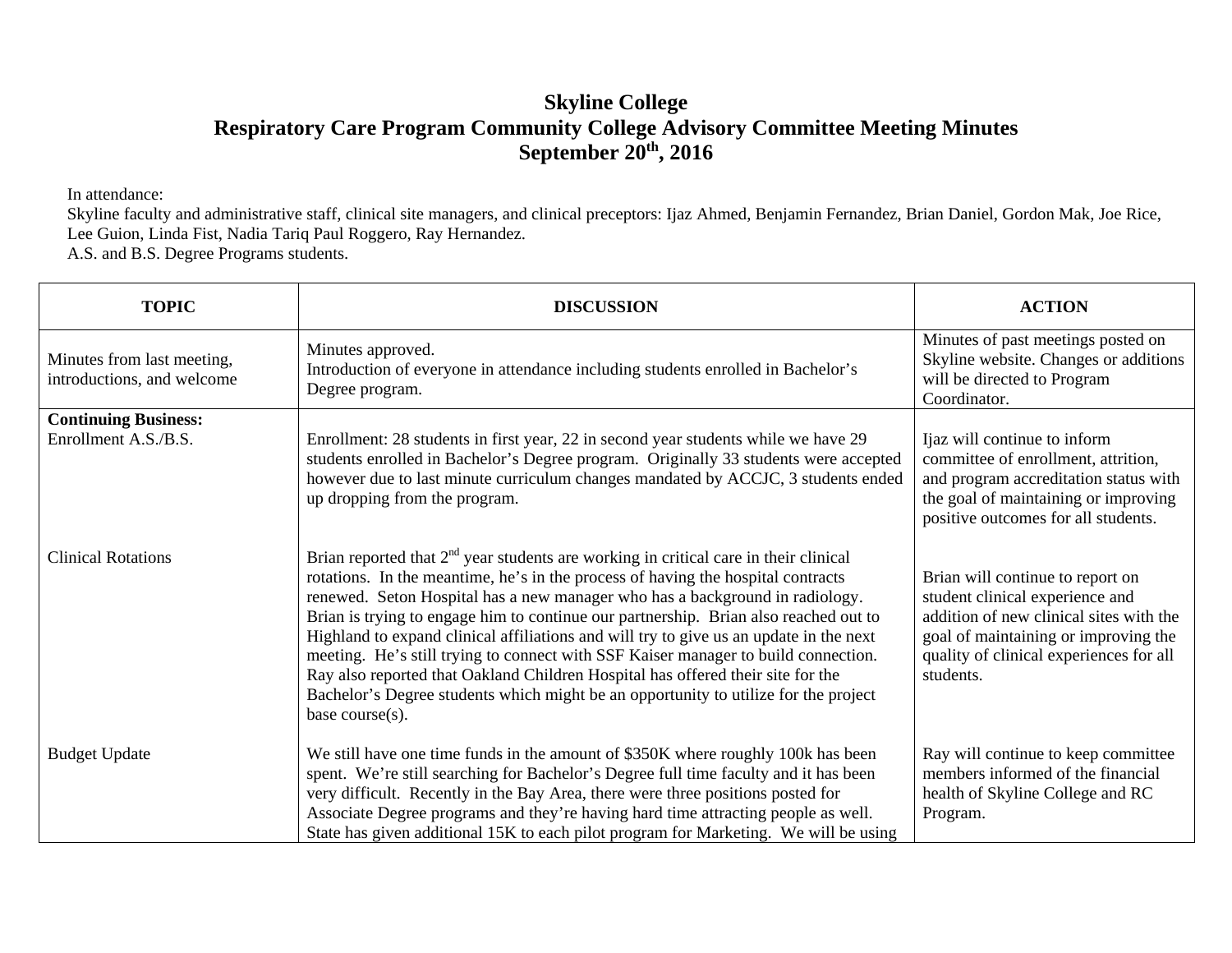# Skyline College
## Respiratory Care Program Community College Advisory Committee Meeting Minutes
## September 20th, 2016

In attendance:
Skyline faculty and administrative staff, clinical site managers, and clinical preceptors: Ijaz Ahmed, Benjamin Fernandez, Brian Daniel, Gordon Mak, Joe Rice, Lee Guion, Linda Fist, Nadia Tariq Paul Roggero, Ray Hernandez.
A.S. and B.S. Degree Programs students.

| TOPIC | DISCUSSION | ACTION |
|---|---|---|
| Minutes from last meeting, introductions, and welcome | Minutes approved.<br>Introduction of everyone in attendance including students enrolled in Bachelor's Degree program. | Minutes of past meetings posted on Skyline website. Changes or additions will be directed to Program Coordinator. |
| **Continuing Business:**<br>Enrollment A.S./B.S. | Enrollment: 28 students in first year, 22 in second year students while we have 29 students enrolled in Bachelor's Degree program. Originally 33 students were accepted however due to last minute curriculum changes mandated by ACCJC, 3 students ended up dropping from the program. | Ijaz will continue to inform committee of enrollment, attrition, and program accreditation status with the goal of maintaining or improving positive outcomes for all students. |
| Clinical Rotations | Brian reported that 2nd year students are working in critical care in their clinical rotations. In the meantime, he's in the process of having the hospital contracts renewed. Seton Hospital has a new manager who has a background in radiology. Brian is trying to engage him to continue our partnership. Brian also reached out to Highland to expand clinical affiliations and will try to give us an update in the next meeting. He's still trying to connect with SSF Kaiser manager to build connection. Ray also reported that Oakland Children Hospital has offered their site for the Bachelor's Degree students which might be an opportunity to utilize for the project base course(s). | Brian will continue to report on student clinical experience and addition of new clinical sites with the goal of maintaining or improving the quality of clinical experiences for all students. |
| Budget Update | We still have one time funds in the amount of $350K where roughly 100k has been spent. We're still searching for Bachelor's Degree full time faculty and it has been very difficult. Recently in the Bay Area, there were three positions posted for Associate Degree programs and they're having hard time attracting people as well. State has given additional 15K to each pilot program for Marketing. We will be using | Ray will continue to keep committee members informed of the financial health of Skyline College and RC Program. |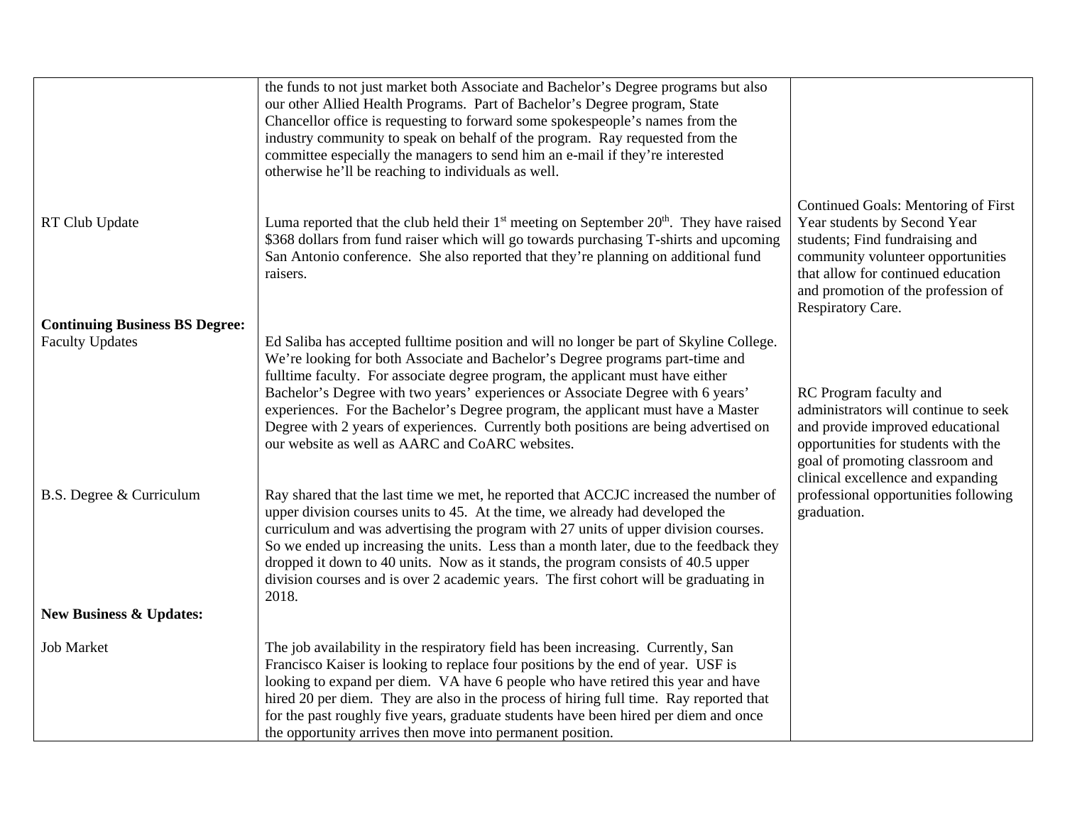| | | |
|---|---|---|
| | the funds to not just market both Associate and Bachelor's Degree programs but also our other Allied Health Programs. Part of Bachelor's Degree program, State Chancellor office is requesting to forward some spokespeople's names from the industry community to speak on behalf of the program. Ray requested from the committee especially the managers to send him an e-mail if they're interested otherwise he'll be reaching to individuals as well. | |
| RT Club Update | Luma reported that the club held their 1st meeting on September 20th. They have raised $368 dollars from fund raiser which will go towards purchasing T-shirts and upcoming San Antonio conference. She also reported that they're planning on additional fund raisers. | Continued Goals: Mentoring of First Year students by Second Year students; Find fundraising and community volunteer opportunities that allow for continued education and promotion of the profession of Respiratory Care. |
| **Continuing Business BS Degree:**<br>Faculty Updates | Ed Saliba has accepted fulltime position and will no longer be part of Skyline College. We're looking for both Associate and Bachelor's Degree programs part-time and fulltime faculty. For associate degree program, the applicant must have either Bachelor's Degree with two years' experiences or Associate Degree with 6 years' experiences. For the Bachelor's Degree program, the applicant must have a Master Degree with 2 years of experiences. Currently both positions are being advertised on our website as well as AARC and CoARC websites. | RC Program faculty and administrators will continue to seek and provide improved educational opportunities for students with the goal of promoting classroom and clinical excellence and expanding professional opportunities following graduation. |
| B.S. Degree & Curriculum | Ray shared that the last time we met, he reported that ACCJC increased the number of upper division courses units to 45. At the time, we already had developed the curriculum and was advertising the program with 27 units of upper division courses. So we ended up increasing the units. Less than a month later, due to the feedback they dropped it down to 40 units. Now as it stands, the program consists of 40.5 upper division courses and is over 2 academic years. The first cohort will be graduating in 2018. | |
| **New Business & Updates:** | | |
| Job Market | The job availability in the respiratory field has been increasing. Currently, San Francisco Kaiser is looking to replace four positions by the end of year. USF is looking to expand per diem. VA have 6 people who have retired this year and have hired 20 per diem. They are also in the process of hiring full time. Ray reported that for the past roughly five years, graduate students have been hired per diem and once the opportunity arrives then move into permanent position. | |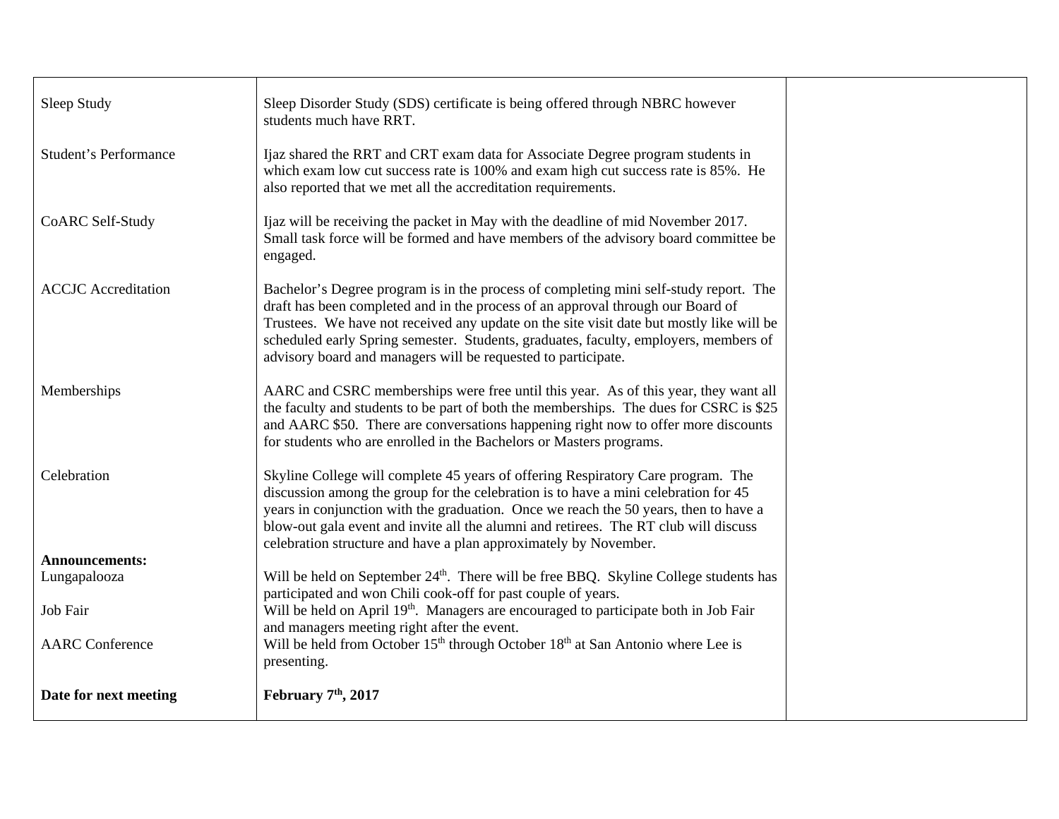| | | |
|---|---|---|
| Sleep Study | Sleep Disorder Study (SDS) certificate is being offered through NBRC however students much have RRT. | |
| Student's Performance | Ijaz shared the RRT and CRT exam data for Associate Degree program students in which exam low cut success rate is 100% and exam high cut success rate is 85%. He also reported that we met all the accreditation requirements. | |
| CoARC Self-Study | Ijaz will be receiving the packet in May with the deadline of mid November 2017. Small task force will be formed and have members of the advisory board committee be engaged. | |
| ACCJC Accreditation | Bachelor's Degree program is in the process of completing mini self-study report. The draft has been completed and in the process of an approval through our Board of Trustees. We have not received any update on the site visit date but mostly like will be scheduled early Spring semester. Students, graduates, faculty, employers, members of advisory board and managers will be requested to participate. | |
| Memberships | AARC and CSRC memberships were free until this year. As of this year, they want all the faculty and students to be part of both the memberships. The dues for CSRC is $25 and AARC $50. There are conversations happening right now to offer more discounts for students who are enrolled in the Bachelors or Masters programs. | |
| Celebration | Skyline College will complete 45 years of offering Respiratory Care program. The discussion among the group for the celebration is to have a mini celebration for 45 years in conjunction with the graduation. Once we reach the 50 years, then to have a blow-out gala event and invite all the alumni and retirees. The RT club will discuss celebration structure and have a plan approximately by November. | |
| **Announcements:** | | |
| Lungapalooza | Will be held on September 24th. There will be free BBQ. Skyline College students has participated and won Chili cook-off for past couple of years. | |
| Job Fair | Will be held on April 19th. Managers are encouraged to participate both in Job Fair and managers meeting right after the event. | |
| AARC Conference | Will be held from October 15th through October 18th at San Antonio where Lee is presenting. | |
| **Date for next meeting** | **February 7th, 2017** | |